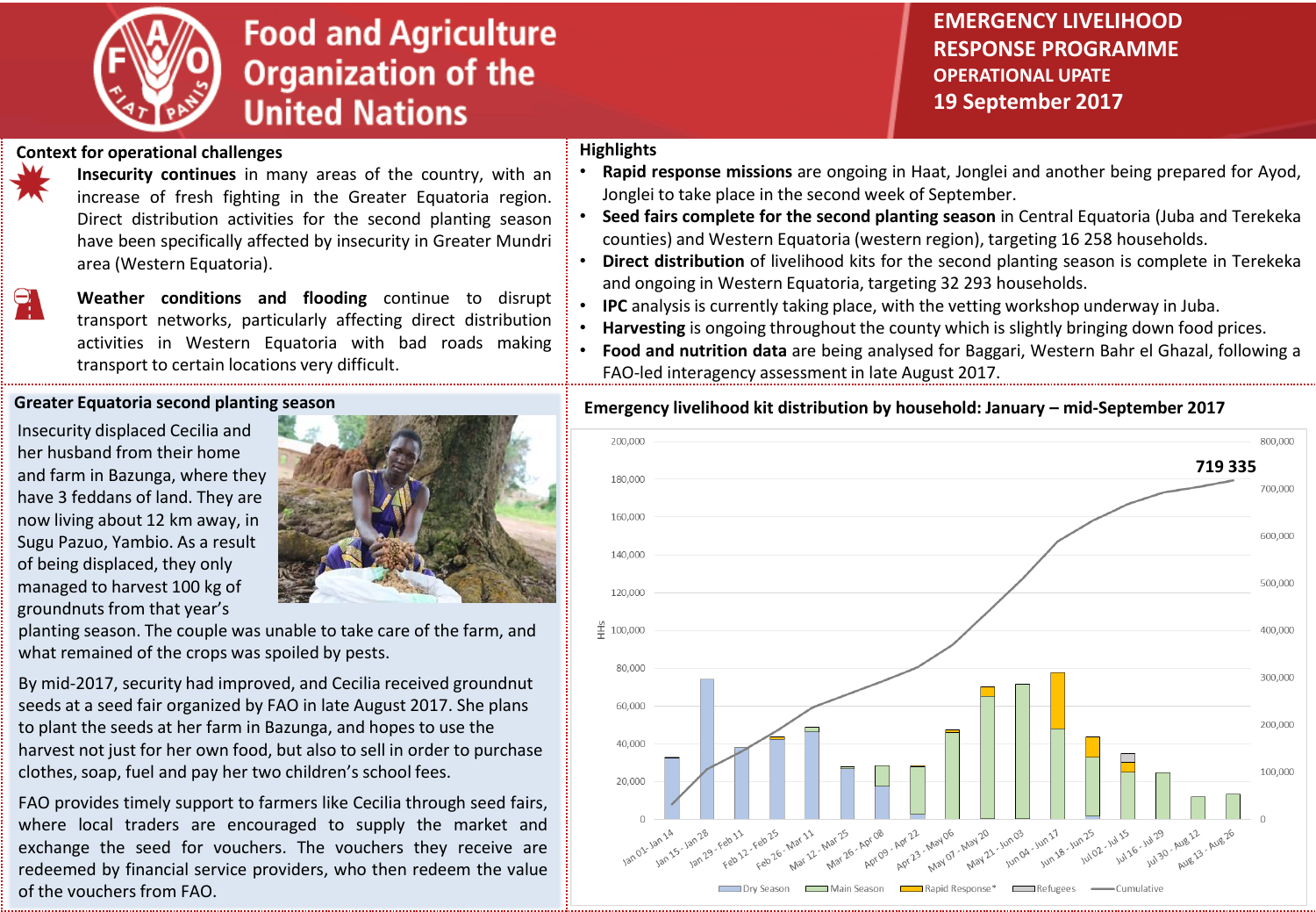# Food and Agriculture Organization of the United Nations

**EMERGENCY LIVELIHOOD RESPONSE PROGRAMME**
**OPERATIONAL UPATE**
**19 September 2017**

## Context for operational challenges

**Insecurity continues** in many areas of the country, with an increase of fresh fighting in the Greater Equatoria region. Direct distribution activities for the second planting season have been specifically affected by insecurity in Greater Mundri area (Western Equatoria).

**Weather conditions and flooding** continue to disrupt transport networks, particularly affecting direct distribution activities in Western Equatoria with bad roads making transport to certain locations very difficult.

## Highlights

- **Rapid response missions** are ongoing in Haat, Jonglei and another being prepared for Ayod, Jonglei to take place in the second week of September.
- **Seed fairs complete for the second planting season** in Central Equatoria (Juba and Terekeka counties) and Western Equatoria (western region), targeting 16 258 households.
- **Direct distribution** of livelihood kits for the second planting season is complete in Terekeka and ongoing in Western Equatoria, targeting 32 293 households.
- **IPC** analysis is currently taking place, with the vetting workshop underway in Juba.
- **Harvesting** is ongoing throughout the county which is slightly bringing down food prices.
- **Food and nutrition data** are being analysed for Baggari, Western Bahr el Ghazal, following a FAO-led interagency assessment in late August 2017.

## Greater Equatoria second planting season

Insecurity displaced Cecilia and her husband from their home and farm in Bazunga, where they have 3 feddans of land. They are now living about 12 km away, in Sugu Pazuo, Yambio. As a result of being displaced, they only managed to harvest 100 kg of groundnuts from that year's planting season. The couple was unable to take care of the farm, and what remained of the crops was spoiled by pests.

By mid-2017, security had improved, and Cecilia received groundnut seeds at a seed fair organized by FAO in late August 2017. She plans to plant the seeds at her farm in Bazunga, and hopes to use the harvest not just for her own food, but also to sell in order to purchase clothes, soap, fuel and pay her two children's school fees.

FAO provides timely support to farmers like Cecilia through seed fairs, where local traders are encouraged to supply the market and exchange the seed for vouchers. The vouchers they receive are redeemed by financial service providers, who then redeem the value of the vouchers from FAO.

## Emergency livelihood kit distribution by household: January – mid-September 2017

Cumulative total: **719 335**

Legend: Dry Season, Main Season, Rapid Response*, Refugees, Cumulative

Periods: Jan 01 - Jan 14, Jan 15 - Jan 28, Jan 29 - Feb 11, Feb 12 - Feb 25, Feb 26 - Mar 11, Mar 12 - Mar 25, Mar 26 - Apr 08, Apr 09 - Apr 22, Apr 23 - May 06, May 07 - May 20, May 21 - Jun 03, Jun 04 - Jun 17, Jun 18 - Jun 25, Jul 02 - Jul 15, Jul 16 - Jul 29, Jul 30 - Aug 12, Aug 13 - Aug 26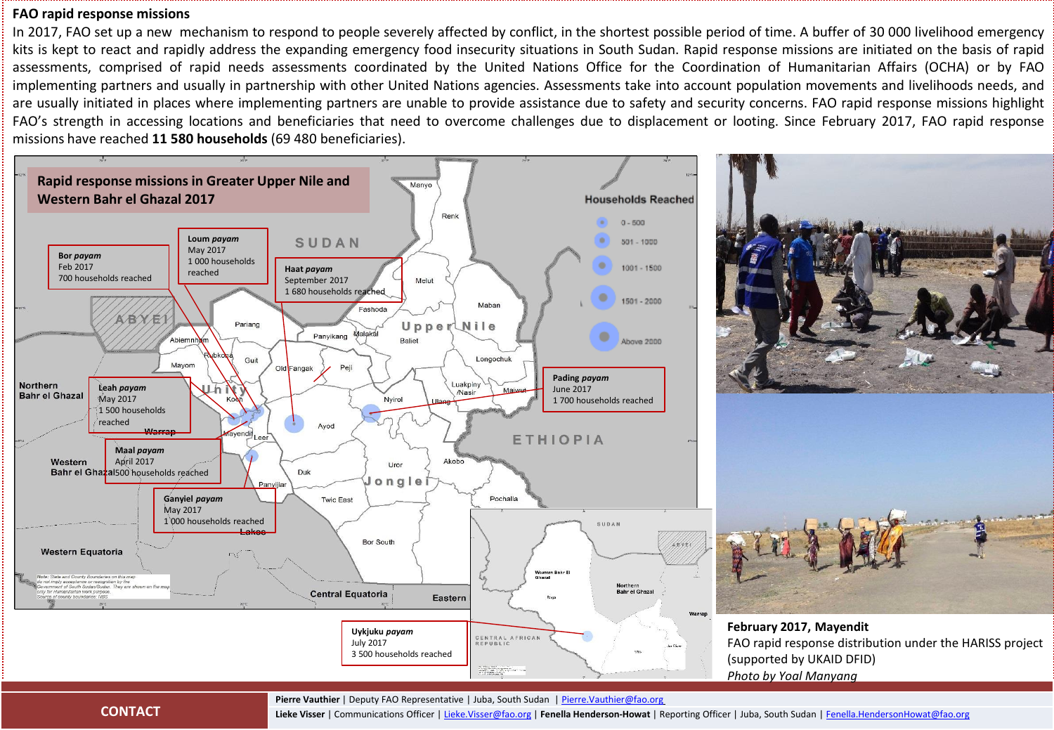## FAO rapid response missions

In 2017, FAO set up a new mechanism to respond to people severely affected by conflict, in the shortest possible period of time. A buffer of 30 000 livelihood emergency kits is kept to react and rapidly address the expanding emergency food insecurity situations in South Sudan. Rapid response missions are initiated on the basis of rapid assessments, comprised of rapid needs assessments coordinated by the United Nations Office for the Coordination of Humanitarian Affairs (OCHA) or by FAO implementing partners and usually in partnership with other United Nations agencies. Assessments take into account population movements and livelihoods needs, and are usually initiated in places where implementing partners are unable to provide assistance due to safety and security concerns. FAO rapid response missions highlight FAO's strength in accessing locations and beneficiaries that need to overcome challenges due to displacement or looting. Since February 2017, FAO rapid response missions have reached **11 580 households** (69 480 beneficiaries).

**Rapid response missions in Greater Upper Nile and Western Bahr el Ghazal 2017**

Households Reached
0 - 500
501 - 1000
1001 - 1500
1501 - 2000
Above 2000

*Bor payam*
Feb 2017
700 households reached

*Loum payam*
May 2017
1 000 households reached

*Haat payam*
September 2017
1 680 households reached

*Leah payam*
May 2017
1 500 households reached

*Maal payam*
April 2017
500 households reached

*Ganyiel payam*
May 2017
1 000 households reached

*Pading payam*
June 2017
1 700 households reached

*Uykjuku payam*
July 2017
3 500 households reached

**February 2017, Mayendit**
FAO rapid response distribution under the HARISS project (supported by UKAID DFID)
*Photo by Yoal Manyang*

**CONTACT**

**Pierre Vauthier** | Deputy FAO Representative | Juba, South Sudan | Pierre.Vauthier@fao.org

**Lieke Visser** | Communications Officer | Lieke.Visser@fao.org | **Fenella Henderson-Howat** | Reporting Officer | Juba, South Sudan | Fenella.HendersonHowat@fao.org